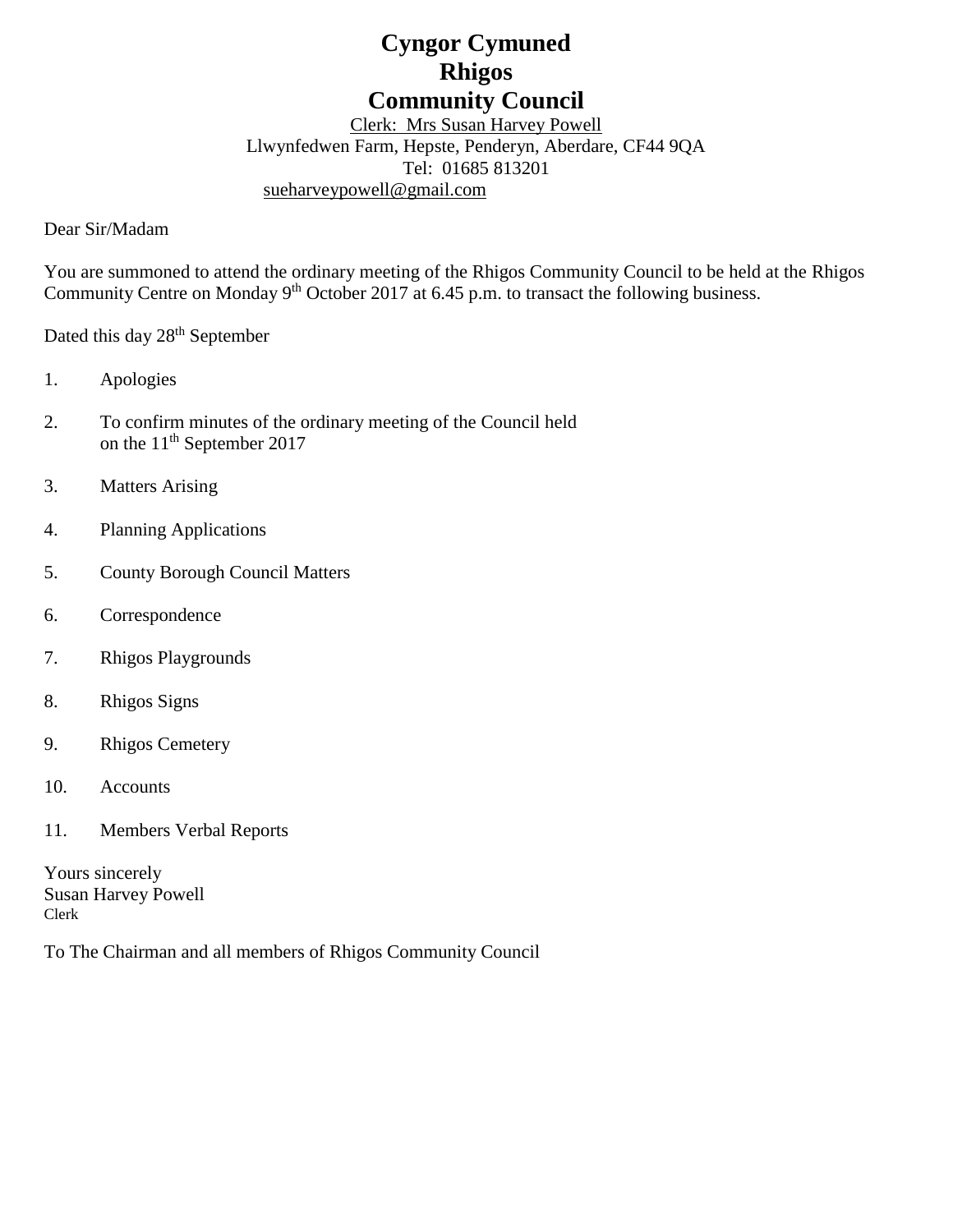# Cyngor Cymuned
# Rhigos
# Community Council

Clerk: Mrs Susan Harvey Powell
Llwynfedwen Farm, Hepste, Penderyn, Aberdare, CF44 9QA
Tel: 01685 813201
sueharveypowell@gmail.com

Dear Sir/Madam

You are summoned to attend the ordinary meeting of the Rhigos Community Council to be held at the Rhigos Community Centre on Monday 9th October 2017 at 6.45 p.m. to transact the following business.

Dated this day 28th September

1. Apologies
2. To confirm minutes of the ordinary meeting of the Council held on the 11th September 2017
3. Matters Arising
4. Planning Applications
5. County Borough Council Matters
6. Correspondence
7. Rhigos Playgrounds
8. Rhigos Signs
9. Rhigos Cemetery
10. Accounts
11. Members Verbal Reports

Yours sincerely
Susan Harvey Powell
Clerk

To The Chairman and all members of Rhigos Community Council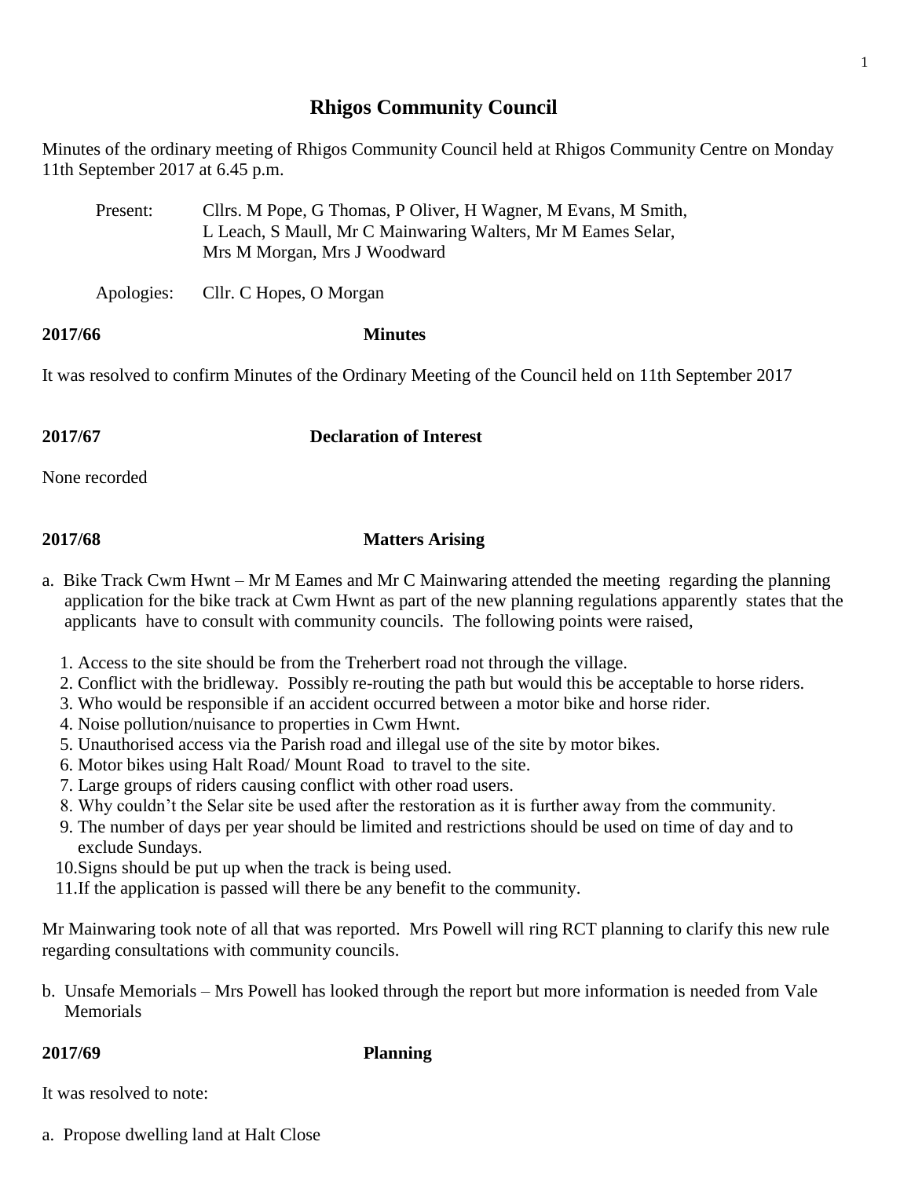# Rhigos Community Council

Minutes of the ordinary meeting of Rhigos Community Council held at Rhigos Community Centre on Monday 11th September 2017 at 6.45 p.m.

Present: Cllrs. M Pope, G Thomas, P Oliver, H Wagner, M Evans, M Smith, L Leach, S Maull, Mr C Mainwaring Walters, Mr M Eames Selar, Mrs M Morgan, Mrs J Woodward

Apologies: Cllr. C Hopes, O Morgan

**2017/66 Minutes**

It was resolved to confirm Minutes of the Ordinary Meeting of the Council held on 11th September 2017

**2017/67 Declaration of Interest**

None recorded

**2017/68 Matters Arising**

a. Bike Track Cwm Hwnt – Mr M Eames and Mr C Mainwaring attended the meeting regarding the planning application for the bike track at Cwm Hwnt as part of the new planning regulations apparently states that the applicants have to consult with community councils. The following points were raised,

1. Access to the site should be from the Treherbert road not through the village.
2. Conflict with the bridleway. Possibly re-routing the path but would this be acceptable to horse riders.
3. Who would be responsible if an accident occurred between a motor bike and horse rider.
4. Noise pollution/nuisance to properties in Cwm Hwnt.
5. Unauthorised access via the Parish road and illegal use of the site by motor bikes.
6. Motor bikes using Halt Road/ Mount Road to travel to the site.
7. Large groups of riders causing conflict with other road users.
8. Why couldn't the Selar site be used after the restoration as it is further away from the community.
9. The number of days per year should be limited and restrictions should be used on time of day and to exclude Sundays.
10. Signs should be put up when the track is being used.
11. If the application is passed will there be any benefit to the community.

Mr Mainwaring took note of all that was reported. Mrs Powell will ring RCT planning to clarify this new rule regarding consultations with community councils.

b. Unsafe Memorials – Mrs Powell has looked through the report but more information is needed from Vale Memorials

**2017/69 Planning**

It was resolved to note:

a. Propose dwelling land at Halt Close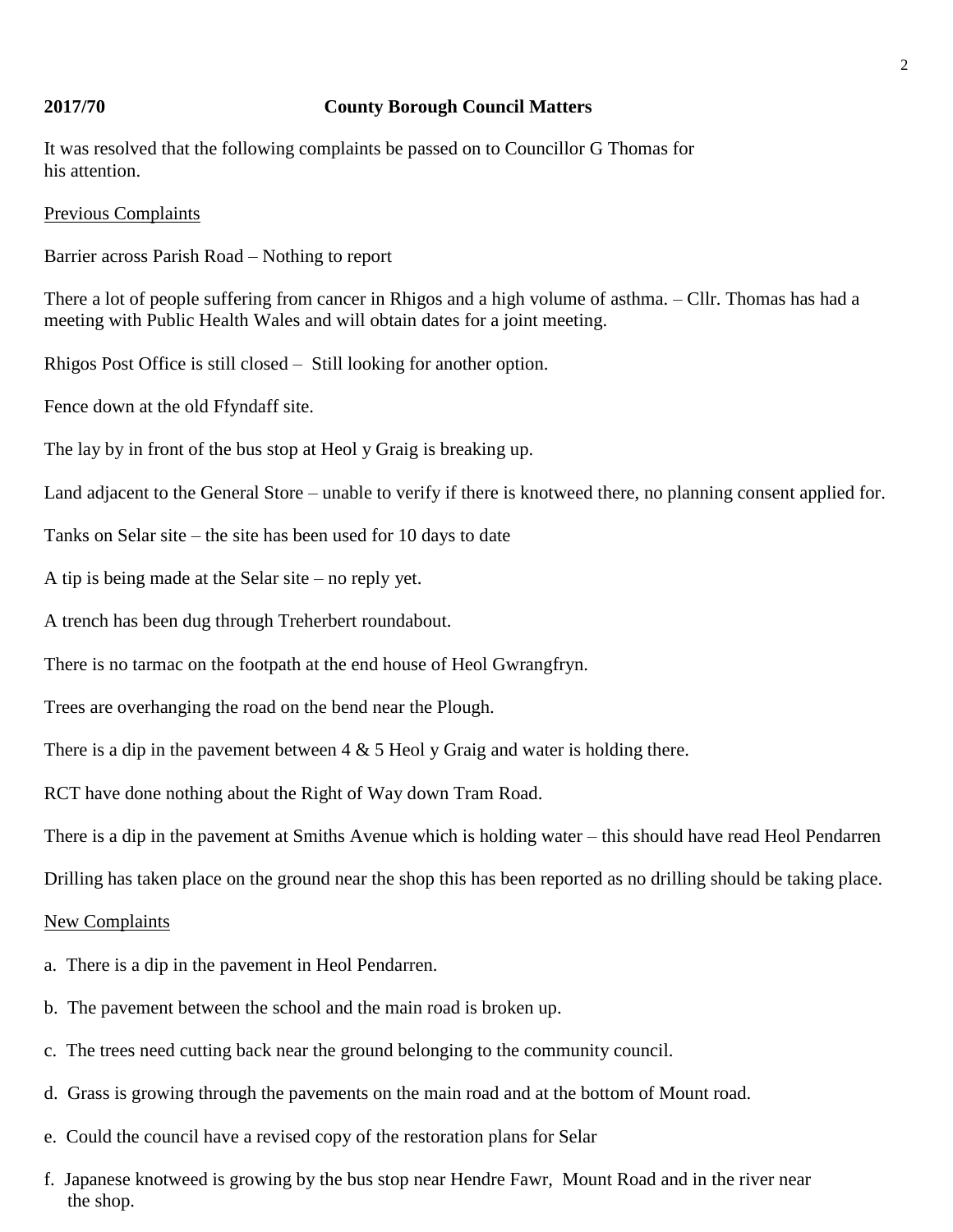## 2017/70 County Borough Council Matters

It was resolved that the following complaints be passed on to Councillor G Thomas for his attention.

Previous Complaints

Barrier across Parish Road – Nothing to report

There a lot of people suffering from cancer in Rhigos and a high volume of asthma. – Cllr. Thomas has had a meeting with Public Health Wales and will obtain dates for a joint meeting.

Rhigos Post Office is still closed – Still looking for another option.

Fence down at the old Ffyndaff site.

The lay by in front of the bus stop at Heol y Graig is breaking up.

Land adjacent to the General Store – unable to verify if there is knotweed there, no planning consent applied for.

Tanks on Selar site – the site has been used for 10 days to date

A tip is being made at the Selar site – no reply yet.

A trench has been dug through Treherbert roundabout.

There is no tarmac on the footpath at the end house of Heol Gwrangfryn.

Trees are overhanging the road on the bend near the Plough.

There is a dip in the pavement between 4 & 5 Heol y Graig and water is holding there.

RCT have done nothing about the Right of Way down Tram Road.

There is a dip in the pavement at Smiths Avenue which is holding water – this should have read Heol Pendarren

Drilling has taken place on the ground near the shop this has been reported as no drilling should be taking place.

New Complaints

a. There is a dip in the pavement in Heol Pendarren.

b. The pavement between the school and the main road is broken up.

c. The trees need cutting back near the ground belonging to the community council.

d. Grass is growing through the pavements on the main road and at the bottom of Mount road.

e. Could the council have a revised copy of the restoration plans for Selar

f. Japanese knotweed is growing by the bus stop near Hendre Fawr, Mount Road and in the river near the shop.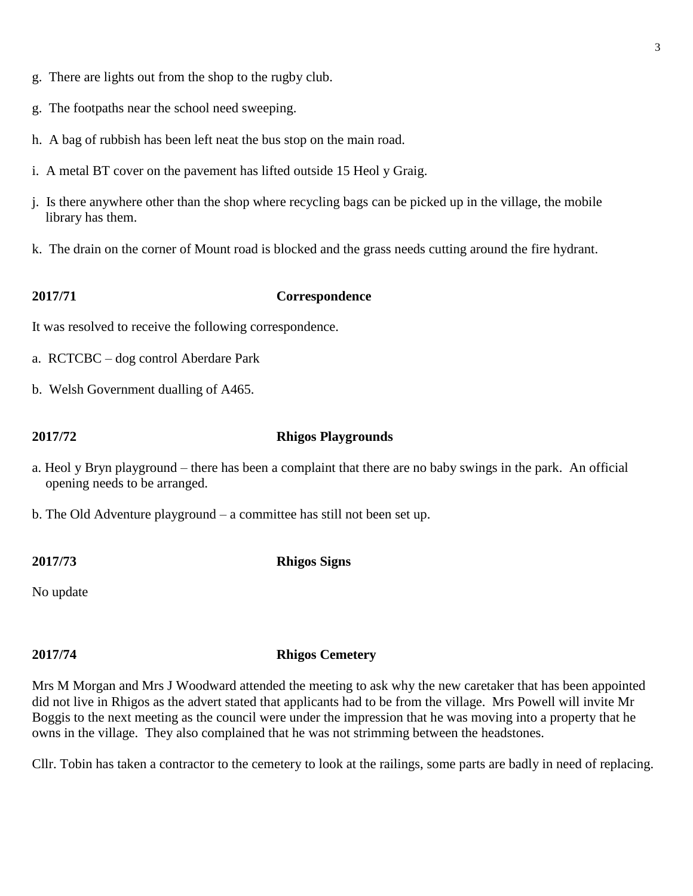g. There are lights out from the shop to the rugby club.

g. The footpaths near the school need sweeping.

h. A bag of rubbish has been left neat the bus stop on the main road.

i. A metal BT cover on the pavement has lifted outside 15 Heol y Graig.

j. Is there anywhere other than the shop where recycling bags can be picked up in the village, the mobile library has them.

k. The drain on the corner of Mount road is blocked and the grass needs cutting around the fire hydrant.

**2017/71 Correspondence**

It was resolved to receive the following correspondence.

a. RCTCBC – dog control Aberdare Park

b. Welsh Government dualling of A465.

**2017/72 Rhigos Playgrounds**

a. Heol y Bryn playground – there has been a complaint that there are no baby swings in the park. An official opening needs to be arranged.

b. The Old Adventure playground – a committee has still not been set up.

**2017/73 Rhigos Signs**

No update

**2017/74 Rhigos Cemetery**

Mrs M Morgan and Mrs J Woodward attended the meeting to ask why the new caretaker that has been appointed did not live in Rhigos as the advert stated that applicants had to be from the village. Mrs Powell will invite Mr Boggis to the next meeting as the council were under the impression that he was moving into a property that he owns in the village. They also complained that he was not strimming between the headstones.

Cllr. Tobin has taken a contractor to the cemetery to look at the railings, some parts are badly in need of replacing.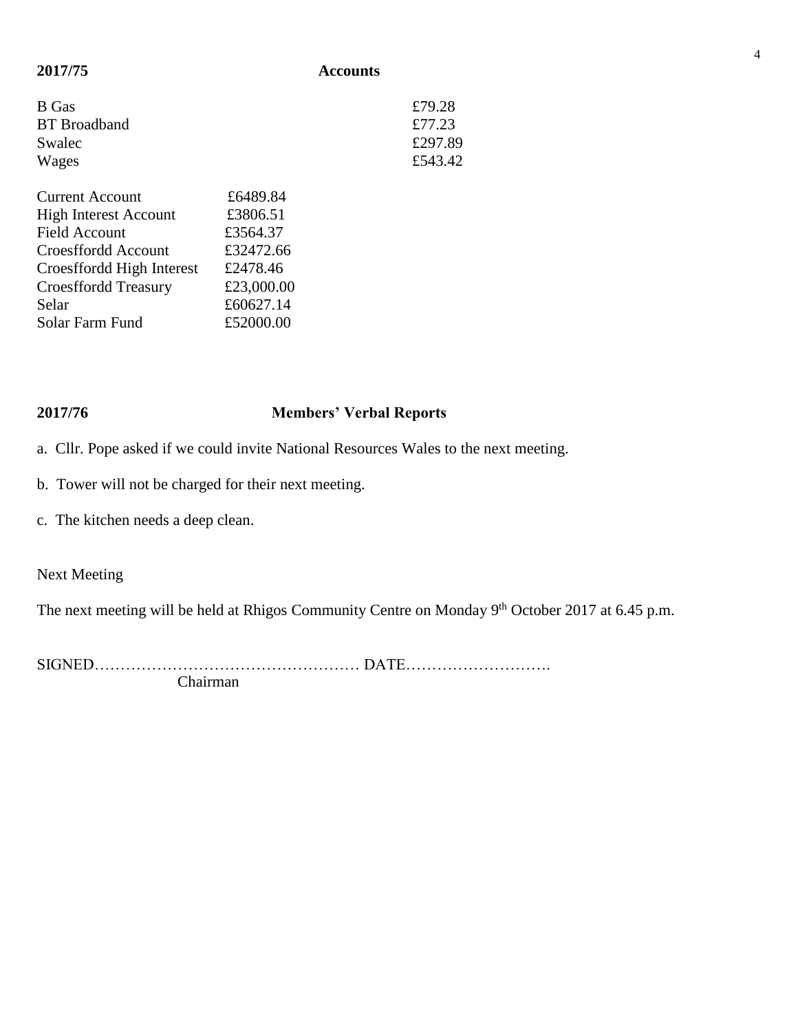**2017/75** **Accounts**

| | |
|---|---|
| B Gas | £79.28 |
| BT Broadband | £77.23 |
| Swalec | £297.89 |
| Wages | £543.42 |

| | |
|---|---|
| Current Account | £6489.84 |
| High Interest Account | £3806.51 |
| Field Account | £3564.37 |
| Croesffordd Account | £32472.66 |
| Croesffordd High Interest | £2478.46 |
| Croesffordd Treasury | £23,000.00 |
| Selar | £60627.14 |
| Solar Farm Fund | £52000.00 |

**2017/76** **Members' Verbal Reports**

a. Cllr. Pope asked if we could invite National Resources Wales to the next meeting.

b. Tower will not be charged for their next meeting.

c. The kitchen needs a deep clean.

Next Meeting

The next meeting will be held at Rhigos Community Centre on Monday 9th October 2017 at 6.45 p.m.

SIGNED…………………………………………… DATE……………………….
Chairman